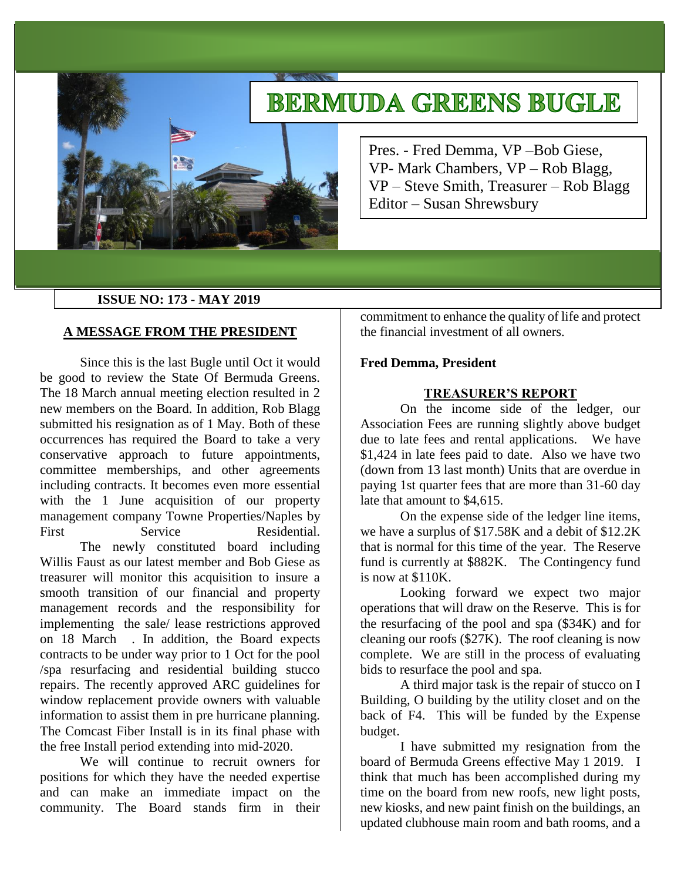# BERMUDA GREENS BUGLE

Pres. - Fred Demma, VP –Bob Giese,
VP- Mark Chambers, VP – Rob Blagg,
VP – Steve Smith, Treasurer – Rob Blagg
Editor – Susan Shrewsbury

**ISSUE NO: 173 - MAY 2019**

## A MESSAGE FROM THE PRESIDENT

Since this is the last Bugle until Oct it would be good to review the State Of Bermuda Greens. The 18 March annual meeting election resulted in 2 new members on the Board. In addition, Rob Blagg submitted his resignation as of 1 May. Both of these occurrences has required the Board to take a very conservative approach to future appointments, committee memberships, and other agreements including contracts. It becomes even more essential with the 1 June acquisition of our property management company Towne Properties/Naples by First Service Residential.

The newly constituted board including Willis Faust as our latest member and Bob Giese as treasurer will monitor this acquisition to insure a smooth transition of our financial and property management records and the responsibility for implementing the sale/ lease restrictions approved on 18 March . In addition, the Board expects contracts to be under way prior to 1 Oct for the pool /spa resurfacing and residential building stucco repairs. The recently approved ARC guidelines for window replacement provide owners with valuable information to assist them in pre hurricane planning. The Comcast Fiber Install is in its final phase with the free Install period extending into mid-2020.

We will continue to recruit owners for positions for which they have the needed expertise and can make an immediate impact on the community. The Board stands firm in their commitment to enhance the quality of life and protect the financial investment of all owners.

**Fred Demma, President**

## TREASURER'S REPORT

On the income side of the ledger, our Association Fees are running slightly above budget due to late fees and rental applications. We have $1,424 in late fees paid to date. Also we have two (down from 13 last month) Units that are overdue in paying 1st quarter fees that are more than 31-60 day late that amount to $4,615.

On the expense side of the ledger line items, we have a surplus of $17.58K and a debit of $12.2K that is normal for this time of the year. The Reserve fund is currently at $882K. The Contingency fund is now at $110K.

Looking forward we expect two major operations that will draw on the Reserve. This is for the resurfacing of the pool and spa ($34K) and for cleaning our roofs ($27K). The roof cleaning is now complete. We are still in the process of evaluating bids to resurface the pool and spa.

A third major task is the repair of stucco on I Building, O building by the utility closet and on the back of F4. This will be funded by the Expense budget.

I have submitted my resignation from the board of Bermuda Greens effective May 1 2019. I think that much has been accomplished during my time on the board from new roofs, new light posts, new kiosks, and new paint finish on the buildings, an updated clubhouse main room and bath rooms, and a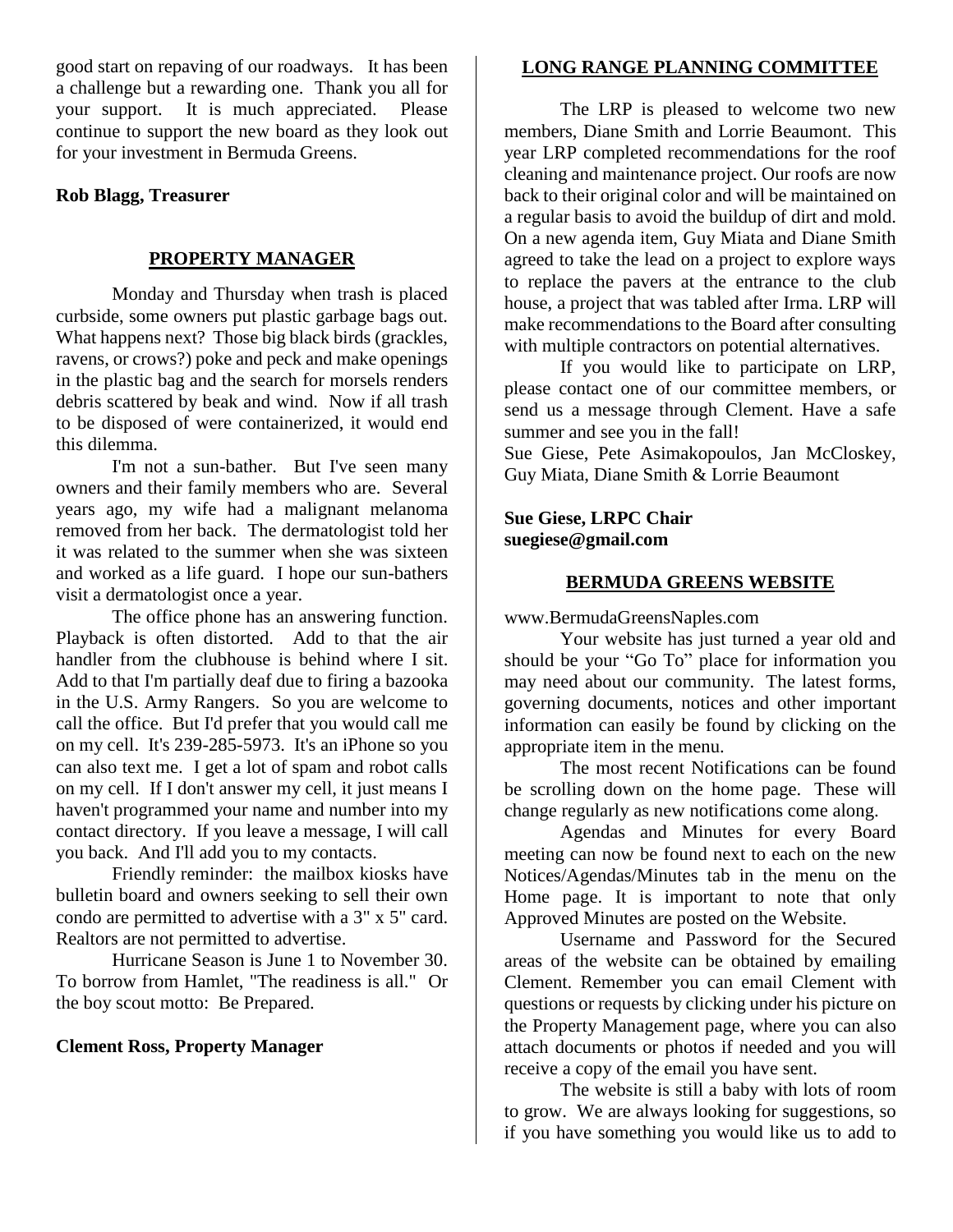good start on repaving of our roadways. It has been a challenge but a rewarding one. Thank you all for your support. It is much appreciated. Please continue to support the new board as they look out for your investment in Bermuda Greens.

**Rob Blagg, Treasurer**

## PROPERTY MANAGER

Monday and Thursday when trash is placed curbside, some owners put plastic garbage bags out. What happens next? Those big black birds (grackles, ravens, or crows?) poke and peck and make openings in the plastic bag and the search for morsels renders debris scattered by beak and wind. Now if all trash to be disposed of were containerized, it would end this dilemma.

I'm not a sun-bather. But I've seen many owners and their family members who are. Several years ago, my wife had a malignant melanoma removed from her back. The dermatologist told her it was related to the summer when she was sixteen and worked as a life guard. I hope our sun-bathers visit a dermatologist once a year.

The office phone has an answering function. Playback is often distorted. Add to that the air handler from the clubhouse is behind where I sit. Add to that I'm partially deaf due to firing a bazooka in the U.S. Army Rangers. So you are welcome to call the office. But I'd prefer that you would call me on my cell. It's 239-285-5973. It's an iPhone so you can also text me. I get a lot of spam and robot calls on my cell. If I don't answer my cell, it just means I haven't programmed your name and number into my contact directory. If you leave a message, I will call you back. And I'll add you to my contacts.

Friendly reminder: the mailbox kiosks have bulletin board and owners seeking to sell their own condo are permitted to advertise with a 3" x 5" card. Realtors are not permitted to advertise.

Hurricane Season is June 1 to November 30. To borrow from Hamlet, "The readiness is all." Or the boy scout motto: Be Prepared.

**Clement Ross, Property Manager**

## LONG RANGE PLANNING COMMITTEE

The LRP is pleased to welcome two new members, Diane Smith and Lorrie Beaumont. This year LRP completed recommendations for the roof cleaning and maintenance project. Our roofs are now back to their original color and will be maintained on a regular basis to avoid the buildup of dirt and mold. On a new agenda item, Guy Miata and Diane Smith agreed to take the lead on a project to explore ways to replace the pavers at the entrance to the club house, a project that was tabled after Irma. LRP will make recommendations to the Board after consulting with multiple contractors on potential alternatives.

If you would like to participate on LRP, please contact one of our committee members, or send us a message through Clement. Have a safe summer and see you in the fall!

Sue Giese, Pete Asimakopoulos, Jan McCloskey, Guy Miata, Diane Smith & Lorrie Beaumont

**Sue Giese, LRPC Chair**
**suegiese@gmail.com**

## BERMUDA GREENS WEBSITE

www.BermudaGreensNaples.com

Your website has just turned a year old and should be your "Go To" place for information you may need about our community. The latest forms, governing documents, notices and other important information can easily be found by clicking on the appropriate item in the menu.

The most recent Notifications can be found be scrolling down on the home page. These will change regularly as new notifications come along.

Agendas and Minutes for every Board meeting can now be found next to each on the new Notices/Agendas/Minutes tab in the menu on the Home page. It is important to note that only Approved Minutes are posted on the Website.

Username and Password for the Secured areas of the website can be obtained by emailing Clement. Remember you can email Clement with questions or requests by clicking under his picture on the Property Management page, where you can also attach documents or photos if needed and you will receive a copy of the email you have sent.

The website is still a baby with lots of room to grow. We are always looking for suggestions, so if you have something you would like us to add to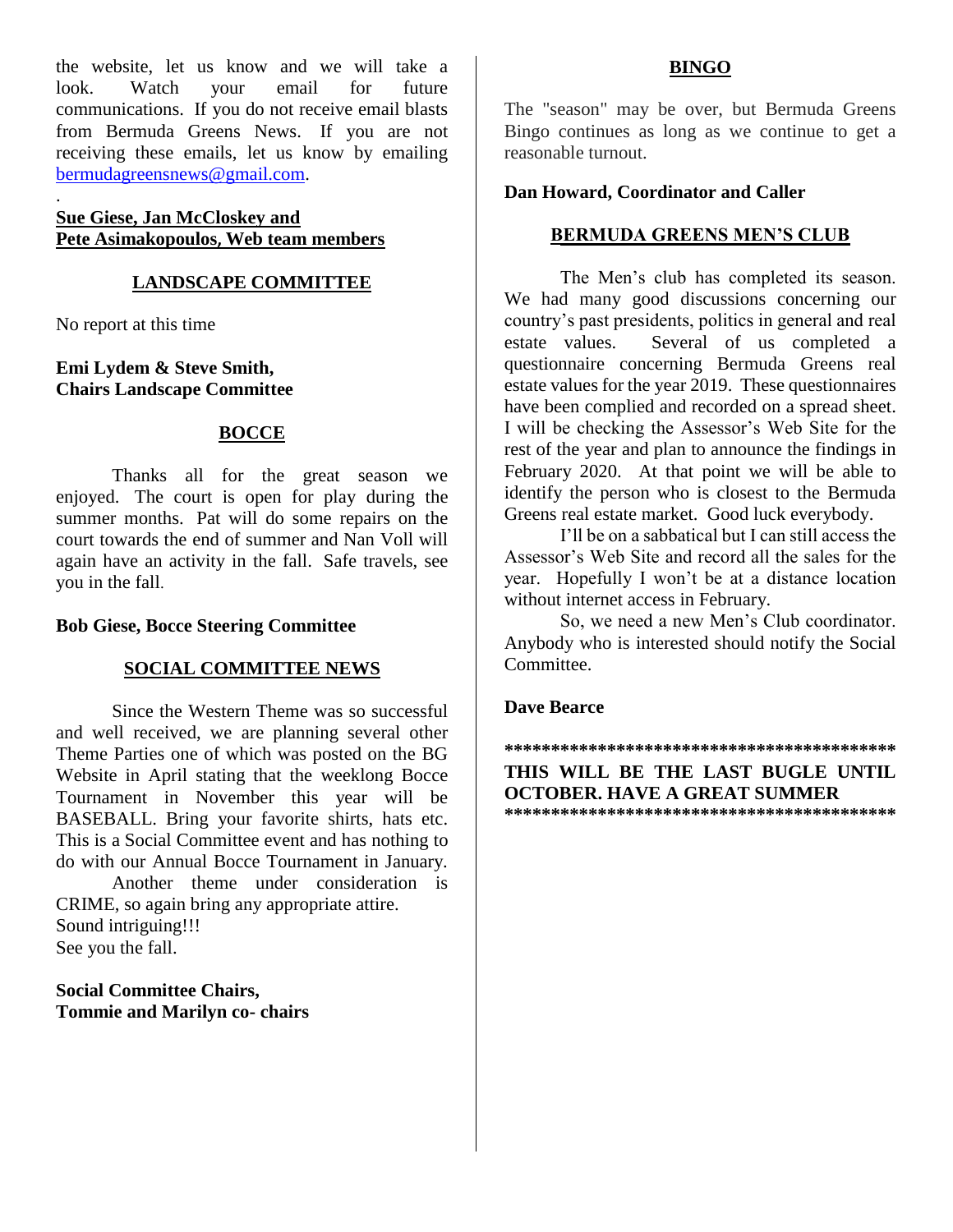the website, let us know and we will take a look. Watch your email for future communications. If you do not receive email blasts from Bermuda Greens News. If you are not receiving these emails, let us know by emailing bermudagreensnews@gmail.com.

.

**Sue Giese, Jan McCloskey and**
**Pete Asimakopoulos, Web team members**

## LANDSCAPE COMMITTEE

No report at this time

**Emi Lydem & Steve Smith,**
**Chairs Landscape Committee**

## BOCCE

Thanks all for the great season we enjoyed. The court is open for play during the summer months. Pat will do some repairs on the court towards the end of summer and Nan Voll will again have an activity in the fall. Safe travels, see you in the fall.

**Bob Giese, Bocce Steering Committee**

## SOCIAL COMMITTEE NEWS

Since the Western Theme was so successful and well received, we are planning several other Theme Parties one of which was posted on the BG Website in April stating that the weeklong Bocce Tournament in November this year will be BASEBALL. Bring your favorite shirts, hats etc. This is a Social Committee event and has nothing to do with our Annual Bocce Tournament in January.

Another theme under consideration is CRIME, so again bring any appropriate attire.
Sound intriguing!!!
See you the fall.

**Social Committee Chairs,**
**Tommie and Marilyn co- chairs**

## BINGO

The "season" may be over, but Bermuda Greens Bingo continues as long as we continue to get a reasonable turnout.

**Dan Howard, Coordinator and Caller**

## BERMUDA GREENS MEN'S CLUB

The Men's club has completed its season. We had many good discussions concerning our country's past presidents, politics in general and real estate values. Several of us completed a questionnaire concerning Bermuda Greens real estate values for the year 2019. These questionnaires have been complied and recorded on a spread sheet. I will be checking the Assessor's Web Site for the rest of the year and plan to announce the findings in February 2020. At that point we will be able to identify the person who is closest to the Bermuda Greens real estate market. Good luck everybody.

I'll be on a sabbatical but I can still access the Assessor's Web Site and record all the sales for the year. Hopefully I won't be at a distance location without internet access in February.

So, we need a new Men's Club coordinator. Anybody who is interested should notify the Social Committee.

**Dave Bearce**

******************************************

**THIS WILL BE THE LAST BUGLE UNTIL OCTOBER. HAVE A GREAT SUMMER**

******************************************